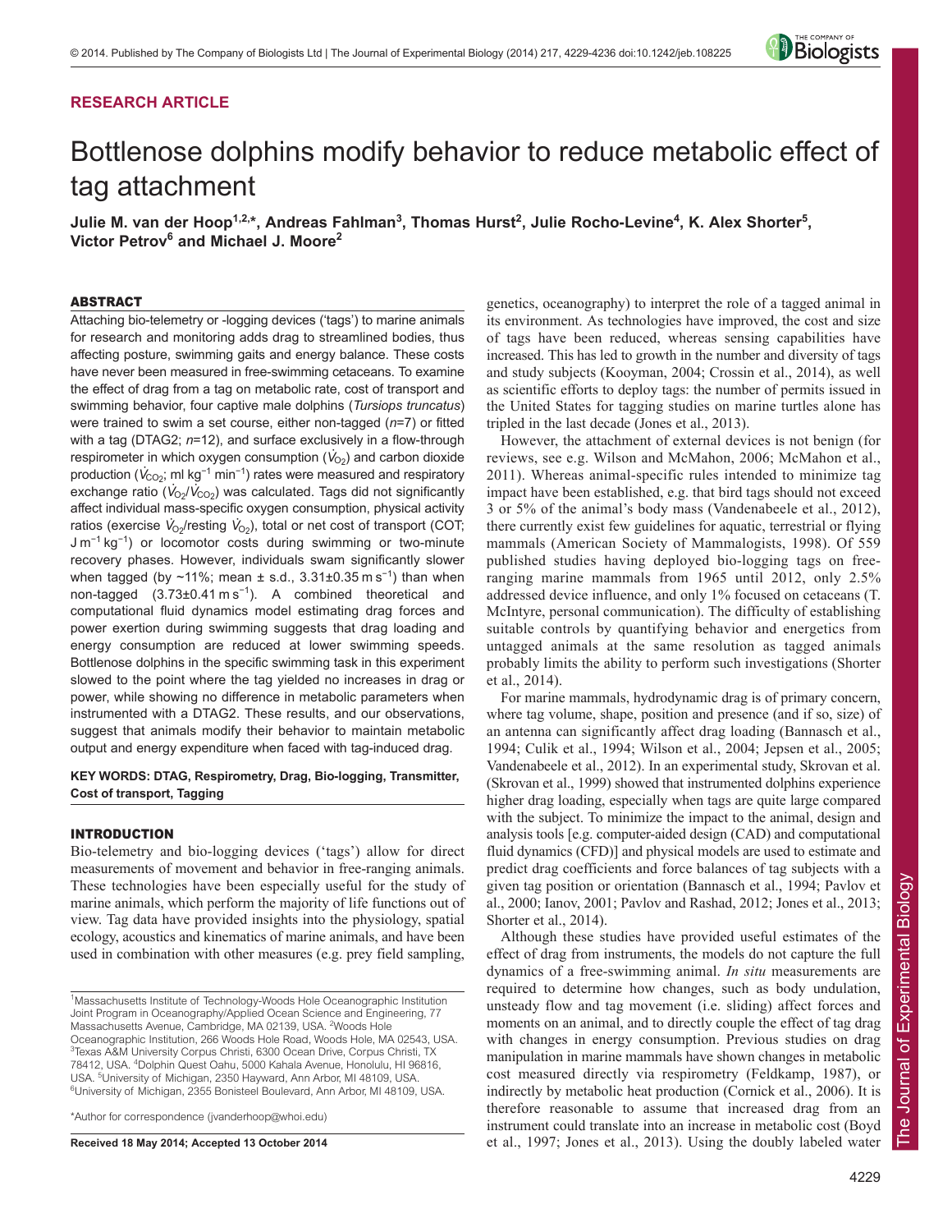RESEARCH ARTICLE

# Bottlenose dolphins modify behavior to reduce metabolic effect of tag attachment

**Julie M. van der Hoop[1,2,*], Andreas Fahlman[3], Thomas Hurst[2], Julie Rocho-Levine[4], K. Alex Shorter[5], Victor Petrov[6] and Michael J. Moore[2]**

## ABSTRACT

Attaching bio-telemetry or -logging devices ('tags') to marine animals for research and monitoring adds drag to streamlined bodies, thus affecting posture, swimming gaits and energy balance. These costs have never been measured in free-swimming cetaceans. To examine the effect of drag from a tag on metabolic rate, cost of transport and swimming behavior, four captive male dolphins (*Tursiops truncatus*) were trained to swim a set course, either non-tagged ($n$=7) or fitted with a tag (DTAG2; $n$=12), and surface exclusively in a flow-through respirometer in which oxygen consumption ($\dot{V}_{O_2}$) and carbon dioxide production ($\dot{V}_{CO_2}$; ml kg$^{-1}$ min$^{-1}$) rates were measured and respiratory exchange ratio ($\dot{V}_{O_2}/\dot{V}_{CO_2}$) was calculated. Tags did not significantly affect individual mass-specific oxygen consumption, physical activity ratios (exercise $\dot{V}_{O_2}$/resting $\dot{V}_{O_2}$), total or net cost of transport (COT; J m$^{-1}$ kg$^{-1}$) or locomotor costs during swimming or two-minute recovery phases. However, individuals swam significantly slower when tagged (by ~11%; mean ± s.d., 3.31±0.35 m s$^{-1}$) than when non-tagged (3.73±0.41 m s$^{-1}$). A combined theoretical and computational fluid dynamics model estimating drag forces and power exertion during swimming suggests that drag loading and energy consumption are reduced at lower swimming speeds. Bottlenose dolphins in the specific swimming task in this experiment slowed to the point where the tag yielded no increases in drag or power, while showing no difference in metabolic parameters when instrumented with a DTAG2. These results, and our observations, suggest that animals modify their behavior to maintain metabolic output and energy expenditure when faced with tag-induced drag.

**KEY WORDS: DTAG, Respirometry, Drag, Bio-logging, Transmitter, Cost of transport, Tagging**

## INTRODUCTION

Bio-telemetry and bio-logging devices ('tags') allow for direct measurements of movement and behavior in free-ranging animals. These technologies have been especially useful for the study of marine animals, which perform the majority of life functions out of view. Tag data have provided insights into the physiology, spatial ecology, acoustics and kinematics of marine animals, and have been used in combination with other measures (e.g. prey field sampling, genetics, oceanography) to interpret the role of a tagged animal in its environment. As technologies have improved, the cost and size of tags have been reduced, whereas sensing capabilities have increased. This has led to growth in the number and diversity of tags and study subjects (Kooyman, 2004; Crossin et al., 2014), as well as scientific efforts to deploy tags: the number of permits issued in the United States for tagging studies on marine turtles alone has tripled in the last decade (Jones et al., 2013).

However, the attachment of external devices is not benign (for reviews, see e.g. Wilson and McMahon, 2006; McMahon et al., 2011). Whereas animal-specific rules intended to minimize tag impact have been established, e.g. that bird tags should not exceed 3 or 5% of the animal's body mass (Vandenabeele et al., 2012), there currently exist few guidelines for aquatic, terrestrial or flying mammals (American Society of Mammalogists, 1998). Of 559 published studies having deployed bio-logging tags on free-ranging marine mammals from 1965 until 2012, only 2.5% addressed device influence, and only 1% focused on cetaceans (T. McIntyre, personal communication). The difficulty of establishing suitable controls by quantifying behavior and energetics from untagged animals at the same resolution as tagged animals probably limits the ability to perform such investigations (Shorter et al., 2014).

For marine mammals, hydrodynamic drag is of primary concern, where tag volume, shape, position and presence (and if so, size) of an antenna can significantly affect drag loading (Bannasch et al., 1994; Culik et al., 1994; Wilson et al., 2004; Jepsen et al., 2005; Vandenabeele et al., 2012). In an experimental study, Skrovan et al. (Skrovan et al., 1999) showed that instrumented dolphins experience higher drag loading, especially when tags are quite large compared with the subject. To minimize the impact to the animal, design and analysis tools [e.g. computer-aided design (CAD) and computational fluid dynamics (CFD)] and physical models are used to estimate and predict drag coefficients and force balances of tag subjects with a given tag position or orientation (Bannasch et al., 1994; Pavlov et al., 2000; Ianov, 2001; Pavlov and Rashad, 2012; Jones et al., 2013; Shorter et al., 2014).

Although these studies have provided useful estimates of the effect of drag from instruments, the models do not capture the full dynamics of a free-swimming animal. *In situ* measurements are required to determine how changes, such as body undulation, unsteady flow and tag movement (i.e. sliding) affect forces and moments on an animal, and to directly couple the effect of tag drag with changes in energy consumption. Previous studies on drag manipulation in marine mammals have shown changes in metabolic cost measured directly via respirometry (Feldkamp, 1987), or indirectly by metabolic heat production (Cornick et al., 2006). It is therefore reasonable to assume that increased drag from an instrument could translate into an increase in metabolic cost (Boyd et al., 1997; Jones et al., 2013). Using the doubly labeled water

[1]Massachusetts Institute of Technology-Woods Hole Oceanographic Institution Joint Program in Oceanography/Applied Ocean Science and Engineering, 77 Massachusetts Avenue, Cambridge, MA 02139, USA. [2]Woods Hole Oceanographic Institution, 266 Woods Hole Road, Woods Hole, MA 02543, USA. [3]Texas A&M University Corpus Christi, 6300 Ocean Drive, Corpus Christi, TX 78412, USA. [4]Dolphin Quest Oahu, 5000 Kahala Avenue, Honolulu, HI 96816, USA. [5]University of Michigan, 2350 Hayward, Ann Arbor, MI 48109, USA. [6]University of Michigan, 2355 Bonisteel Boulevard, Ann Arbor, MI 48109, USA.

*Author for correspondence (jvanderhoop@whoi.edu)

**Received 18 May 2014; Accepted 13 October 2014**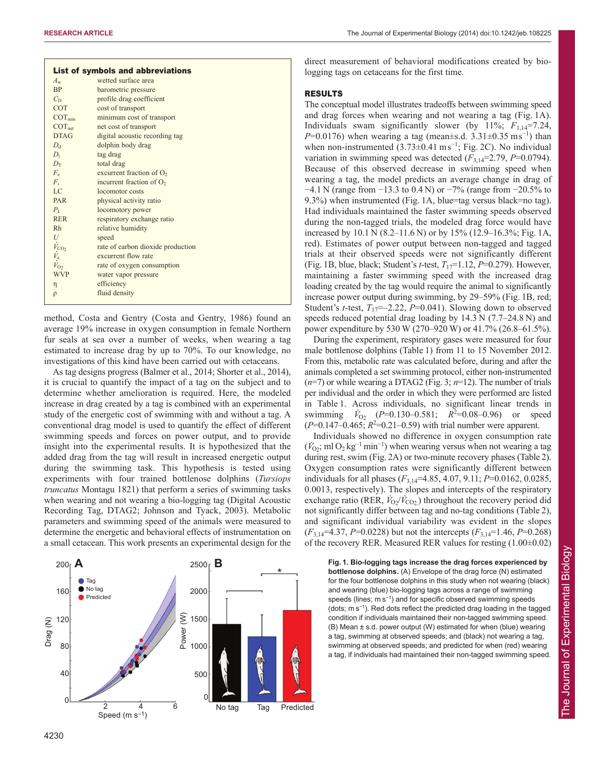**List of symbols and abbreviations**

| | |
|---|---|
| $A_w$ | wetted surface area |
| BP | barometric pressure |
| $C_D$ | profile drag coefficient |
| COT | cost of transport |
| $COT_{min}$ | minimum cost of transport |
| $COT_{net}$ | net cost of transport |
| DTAG | digital acoustic recording tag |
| $D_d$ | dolphin body drag |
| $D_t$ | tag drag |
| $D_T$ | total drag |
| $F_e$ | excurrent fraction of $O_2$ |
| $F_i$ | incurrent fraction of $O_2$ |
| LC | locomotor costs |
| PAR | physical activity ratio |
| $P_L$ | locomotory power |
| RER | respiratory exchange ratio |
| Rh | relative humidity |
| $U$ | speed |
| $\dot{V}_{CO_2}$ | rate of carbon dioxide production |
| $\dot{V}_e$ | excurrent flow rate |
| $\dot{V}_{O_2}$ | rate of oxygen consumption |
| WVP | water vapor pressure |
| $\eta$ | efficiency |
| $\rho$ | fluid density |

method, Costa and Gentry (Costa and Gentry, 1986) found an average 19% increase in oxygen consumption in female Northern fur seals at sea over a number of weeks, when wearing a tag estimated to increase drag by up to 70%. To our knowledge, no investigations of this kind have been carried out with cetaceans.

As tag designs progress (Balmer et al., 2014; Shorter et al., 2014), it is crucial to quantify the impact of a tag on the subject and to determine whether amelioration is required. Here, the modeled increase in drag created by a tag is combined with an experimental study of the energetic cost of swimming with and without a tag. A conventional drag model is used to quantify the effect of different swimming speeds and forces on power output, and to provide insight into the experimental results. It is hypothesized that the added drag from the tag will result in increased energetic output during the swimming task. This hypothesis is tested using experiments with four trained bottlenose dolphins (*Tursiops truncatus* Montagu 1821) that perform a series of swimming tasks when wearing and not wearing a bio-logging tag (Digital Acoustic Recording Tag, DTAG2; Johnson and Tyack, 2003). Metabolic parameters and swimming speed of the animals were measured to determine the energetic and behavioral effects of instrumentation on a small cetacean. This work presents an experimental design for the direct measurement of behavioral modifications created by bio-logging tags on cetaceans for the first time.

## RESULTS

The conceptual model illustrates tradeoffs between swimming speed and drag forces when wearing and not wearing a tag (Fig. 1A). Individuals swam significantly slower (by 11%; $F_{1,14}$=7.24, $P$=0.0176) when wearing a tag (mean±s.d. 3.31±0.35 m s$^{-1}$) than when non-instrumented (3.73±0.41 m s$^{-1}$; Fig. 2C). No individual variation in swimming speed was detected ($F_{3,14}$=2.79, $P$=0.0794). Because of this observed decrease in swimming speed when wearing a tag, the model predicts an average change in drag of −4.1 N (range from −13.3 to 0.4 N) or −7% (range from −20.5% to 9.3%) when instrumented (Fig. 1A, blue=tag versus black=no tag). Had individuals maintained the faster swimming speeds observed during the non-tagged trials, the modeled drag force would have increased by 10.1 N (8.2–11.6 N) or by 15% (12.9–16.3%; Fig. 1A, red). Estimates of power output between non-tagged and tagged trials at their observed speeds were not significantly different (Fig. 1B, blue, black; Student's $t$-test, $T_{17}$=1.12, $P$=0.279). However, maintaining a faster swimming speed with the increased drag loading created by the tag would require the animal to significantly increase power output during swimming, by 29–59% (Fig. 1B, red; Student's $t$-test, $T_{17}$=−2.22, $P$=0.041). Slowing down to observed speeds reduced potential drag loading by 14.3 N (7.7–24.8 N) and power expenditure by 530 W (270–920 W) or 41.7% (26.8–61.5%).

During the experiment, respiratory gases were measured for four male bottlenose dolphins (Table 1) from 11 to 15 November 2012. From this, metabolic rate was calculated before, during and after the animals completed a set swimming protocol, either non-instrumented ($n$=7) or while wearing a DTAG2 (Fig. 3; $n$=12). The number of trials per individual and the order in which they were performed are listed in Table 1. Across individuals, no significant linear trends in swimming $\dot{V}_{O_2}$ ($P$=0.130–0.581; $R^2$=0.08–0.96) or speed ($P$=0.147–0.465; $R^2$=0.21–0.59) with trial number were apparent.

Individuals showed no difference in oxygen consumption rate ($\dot{V}_{O_2}$; ml $O_2$ kg$^{-1}$ min$^{-1}$) when wearing versus when not wearing a tag during rest, swim (Fig. 2A) or two-minute recovery phases (Table 2). Oxygen consumption rates were significantly different between individuals for all phases ($F_{3,14}$=4.85, 4.07, 9.11; $P$=0.0162, 0.0285, 0.0013, respectively). The slopes and intercepts of the respiratory exchange ratio (RER, $\dot{V}_{O_2}/\dot{V}_{CO_2}$) throughout the recovery period did not significantly differ between tag and no-tag conditions (Table 2), and significant individual variability was evident in the slopes ($F_{3,14}$=4.37, $P$=0.0228) but not the intercepts ($F_{3,14}$=1.46, $P$=0.268) of the recovery RER. Measured RER values for resting (1.00±0.02)

**Fig. 1. Bio-logging tags increase the drag forces experienced by bottlenose dolphins.** (A) Envelope of the drag force (N) estimated for the four bottlenose dolphins in this study when not wearing (black) and wearing (blue) bio-logging tags across a range of swimming speeds (lines; m s$^{-1}$) and for specific observed swimming speeds (dots; m s$^{-1}$). Red dots reflect the predicted drag loading in the tagged condition if individuals maintained their non-tagged swimming speed. (B) Mean ± s.d. power output (W) estimated for when (blue) wearing a tag, swimming at observed speeds; and (black) not wearing a tag, swimming at observed speeds; and predicted for when (red) wearing a tag, if individuals had maintained their non-tagged swimming speed.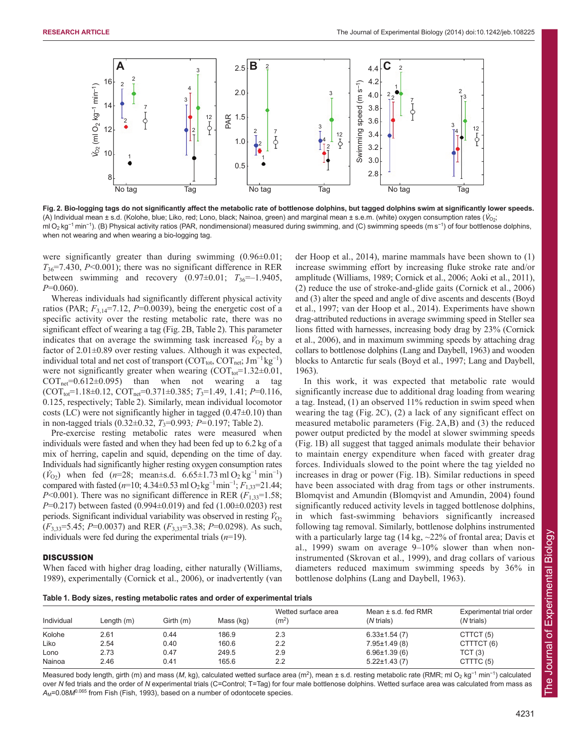**Fig. 2. Bio-logging tags do not significantly affect the metabolic rate of bottlenose dolphins, but tagged dolphins swim at significantly lower speeds.** (A) Individual mean ± s.d. (Kolohe, blue; Liko, red; Lono, black; Nainoa, green) and marginal mean ± s.e.m. (white) oxygen consumption rates ($\dot{V}_{O_2}$; ml $O_2$ kg$^{-1}$ min$^{-1}$). (B) Physical activity ratios (PAR, nondimensional) measured during swimming, and (C) swimming speeds (m s$^{-1}$) of four bottlenose dolphins, when not wearing and when wearing a bio-logging tag.

were significantly greater than during swimming (0.96±0.01; $T_{36}$=7.430, $P$<0.001); there was no significant difference in RER between swimming and recovery (0.97±0.01; $T_{36}$=–1.9405, $P$=0.060).

Whereas individuals had significantly different physical activity ratios (PAR; $F_{3,14}$=7.12, $P$=0.0039), being the energetic cost of a specific activity over the resting metabolic rate, there was no significant effect of wearing a tag (Fig. 2B, Table 2). This parameter indicates that on average the swimming task increased $\dot{V}_{O_2}$ by a factor of 2.01±0.89 over resting values. Although it was expected, individual total and net cost of transport ($COT_{tot}$, $COT_{net}$; J m$^{-1}$ kg$^{-1}$) were not significantly greater when wearing ($COT_{tot}$=1.32±0.01, $COT_{net}$=0.612±0.095) than when not wearing a tag ($COT_{tot}$=1.18±0.12, $COT_{net}$=0.371±0.385; $T_3$=1.49, 1.41; $P$=0.116, 0.125, respectively; Table 2). Similarly, mean individual locomotor costs (LC) were not significantly higher in tagged (0.47±0.10) than in non-tagged trials (0.32±0.32, $T_3$=0.993*;* $P$=0.197; Table 2).

Pre-exercise resting metabolic rates were measured when individuals were fasted and when they had been fed up to 6.2 kg of a mix of herring, capelin and squid, depending on the time of day. Individuals had significantly higher resting oxygen consumption rates ($\dot{V}_{O_2}$) when fed ($n$=28; mean±s.d. 6.65±1.73 ml $O_2$ kg$^{-1}$ min$^{-1}$) compared with fasted ($n$=10; 4.34±0.53 ml $O_2$ kg$^{-1}$ min$^{-1}$; $F_{1,33}$=21.44; $P$<0.001). There was no significant difference in RER ($F_{1,33}$=1.58; $P$=0.217) between fasted (0.994±0.019) and fed (1.00±0.0203) rest periods. Significant individual variability was observed in resting $\dot{V}_{O_2}$ ($F_{3,33}$=5.45; $P$=0.0037) and RER ($F_{3,33}$=3.38; $P$=0.0298). As such, individuals were fed during the experimental trials ($n$=19).

## DISCUSSION

When faced with higher drag loading, either naturally (Williams, 1989), experimentally (Cornick et al., 2006), or inadvertently (van der Hoop et al., 2014), marine mammals have been shown to (1) increase swimming effort by increasing fluke stroke rate and/or amplitude (Williams, 1989; Cornick et al., 2006; Aoki et al., 2011), (2) reduce the use of stroke-and-glide gaits (Cornick et al., 2006) and (3) alter the speed and angle of dive ascents and descents (Boyd et al., 1997; van der Hoop et al., 2014). Experiments have shown drag-attributed reductions in average swimming speed in Steller sea lions fitted with harnesses, increasing body drag by 23% (Cornick et al., 2006), and in maximum swimming speeds by attaching drag collars to bottlenose dolphins (Lang and Daybell, 1963) and wooden blocks to Antarctic fur seals (Boyd et al., 1997; Lang and Daybell, 1963).

In this work, it was expected that metabolic rate would significantly increase due to additional drag loading from wearing a tag. Instead, (1) an observed 11% reduction in swim speed when wearing the tag (Fig. 2C), (2) a lack of any significant effect on measured metabolic parameters (Fig. 2A,B) and (3) the reduced power output predicted by the model at slower swimming speeds (Fig. 1B) all suggest that tagged animals modulate their behavior to maintain energy expenditure when faced with greater drag forces. Individuals slowed to the point where the tag yielded no increases in drag or power (Fig. 1B). Similar reductions in speed have been associated with drag from tags or other instruments. Blomqvist and Amundin (Blomqvist and Amundin, 2004) found significantly reduced activity levels in tagged bottlenose dolphins, in which fast-swimming behaviors significantly increased following tag removal. Similarly, bottlenose dolphins instrumented with a particularly large tag (14 kg, ~22% of frontal area; Davis et al., 1999) swam on average 9–10% slower than when non-instrumented (Skrovan et al., 1999), and drag collars of various diameters reduced maximum swimming speeds by 36% in bottlenose dolphins (Lang and Daybell, 1963).

**Table 1. Body sizes, resting metabolic rates and order of experimental trials**

| Individual | Length (m) | Girth (m) | Mass (kg) | Wetted surface area (m$^2$) | Mean ± s.d. fed RMR ($N$ trials) | Experimental trial order ($N$ trials) |
|---|---|---|---|---|---|---|
| Kolohe | 2.61 | 0.44 | 186.9 | 2.3 | 6.33±1.54 (7) | CTTCT (5) |
| Liko | 2.54 | 0.40 | 160.6 | 2.2 | 7.95±1.49 (8) | CTTTCT (6) |
| Lono | 2.73 | 0.47 | 249.5 | 2.9 | 6.96±1.39 (6) | TCT (3) |
| Nainoa | 2.46 | 0.41 | 165.6 | 2.2 | 5.22±1.43 (7) | CTTTC (5) |

Measured body length, girth (m) and mass ($M$, kg), calculated wetted surface area (m$^2$), mean ± s.d. resting metabolic rate (RMR; ml $O_2$ kg$^{-1}$ min$^{-1}$) calculated over $N$ fed trials and the order of $N$ experimental trials (C=Control; T=Tag) for four male bottlenose dolphins. Wetted surface area was calculated from mass as $A_M$=0.08$M^{0.065}$ from Fish (Fish, 1993), based on a number of odontocete species.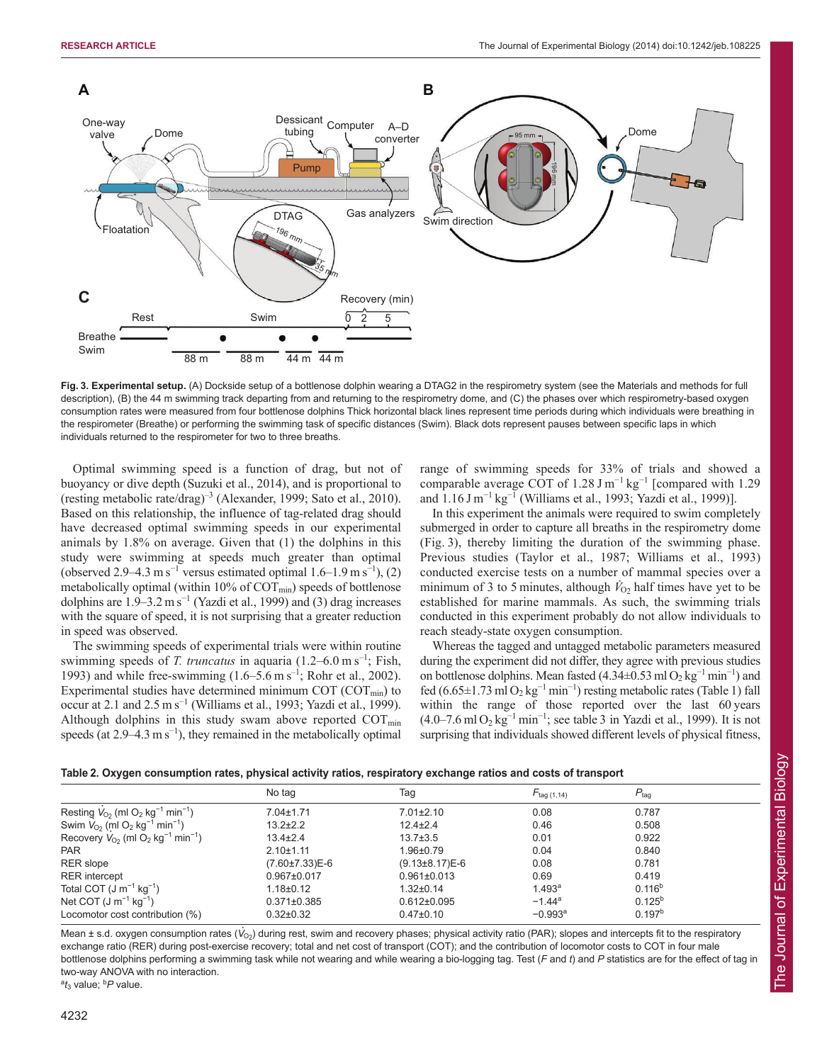**Fig. 3. Experimental setup.** (A) Dockside setup of a bottlenose dolphin wearing a DTAG2 in the respirometry system (see the Materials and methods for full description), (B) the 44 m swimming track departing from and returning to the respirometry dome, and (C) the phases over which respirometry-based oxygen consumption rates were measured from four bottlenose dolphins Thick horizontal black lines represent time periods during which individuals were breathing in the respirometer (Breathe) or performing the swimming task of specific distances (Swim). Black dots represent pauses between specific laps in which individuals returned to the respirometer for two to three breaths.

Optimal swimming speed is a function of drag, but not of buoyancy or dive depth (Suzuki et al., 2014), and is proportional to (resting metabolic rate/drag)$^{-3}$ (Alexander, 1999; Sato et al., 2010). Based on this relationship, the influence of tag-related drag should have decreased optimal swimming speeds in our experimental animals by 1.8% on average. Given that (1) the dolphins in this study were swimming at speeds much greater than optimal (observed 2.9–4.3 m s$^{-1}$ versus estimated optimal 1.6–1.9 m s$^{-1}$), (2) metabolically optimal (within 10% of COT$_{min}$) speeds of bottlenose dolphins are 1.9–3.2 m s$^{-1}$ (Yazdi et al., 1999) and (3) drag increases with the square of speed, it is not surprising that a greater reduction in speed was observed.

The swimming speeds of experimental trials were within routine swimming speeds of *T. truncatus* in aquaria (1.2–6.0 m s$^{-1}$; Fish, 1993) and while free-swimming (1.6–5.6 m s$^{-1}$; Rohr et al., 2002). Experimental studies have determined minimum COT (COT$_{min}$) to occur at 2.1 and 2.5 m s$^{-1}$ (Williams et al., 1993; Yazdi et al., 1999). Although dolphins in this study swam above reported COT$_{min}$ speeds (at 2.9–4.3 m s$^{-1}$), they remained in the metabolically optimal range of swimming speeds for 33% of trials and showed a comparable average COT of 1.28 J m$^{-1}$ kg$^{-1}$ [compared with 1.29 and 1.16 J m$^{-1}$ kg$^{-1}$ (Williams et al., 1993; Yazdi et al., 1999)].

In this experiment the animals were required to swim completely submerged in order to capture all breaths in the respirometry dome (Fig. 3), thereby limiting the duration of the swimming phase. Previous studies (Taylor et al., 1987; Williams et al., 1993) conducted exercise tests on a number of mammal species over a minimum of 3 to 5 minutes, although $\dot{V}_{O_2}$ half times have yet to be established for marine mammals. As such, the swimming trials conducted in this experiment probably do not allow individuals to reach steady-state oxygen consumption.

Whereas the tagged and untagged metabolic parameters measured during the experiment did not differ, they agree with previous studies on bottlenose dolphins. Mean fasted (4.34±0.53 ml $O_2$ kg$^{-1}$ min$^{-1}$) and fed (6.65±1.73 ml $O_2$ kg$^{-1}$ min$^{-1}$) resting metabolic rates (Table 1) fall within the range of those reported over the last 60 years (4.0–7.6 ml $O_2$ kg$^{-1}$ min$^{-1}$; see table 3 in Yazdi et al., 1999). It is not surprising that individuals showed different levels of physical fitness,

**Table 2. Oxygen consumption rates, physical activity ratios, respiratory exchange ratios and costs of transport**

| | No tag | Tag | $F_{tag\,(1,14)}$ | $P_{tag}$ |
|---|---|---|---|---|
| Resting $\dot{V}_{O_2}$ (ml $O_2$ kg$^{-1}$ min$^{-1}$) | 7.04±1.71 | 7.01±2.10 | 0.08 | 0.787 |
| Swim $\dot{V}_{O_2}$ (ml $O_2$ kg$^{-1}$ min$^{-1}$) | 13.2±2.2 | 12.4±2.4 | 0.46 | 0.508 |
| Recovery $\dot{V}_{O_2}$ (ml $O_2$ kg$^{-1}$ min$^{-1}$) | 13.4±2.4 | 13.7±3.5 | 0.01 | 0.922 |
| PAR | 2.10±1.11 | 1.96±0.79 | 0.04 | 0.840 |
| RER slope | (7.60±7.33)E-6 | (9.13±8.17)E-6 | 0.08 | 0.781 |
| RER intercept | 0.967±0.017 | 0.961±0.013 | 0.69 | 0.419 |
| Total COT (J m$^{-1}$ kg$^{-1}$) | 1.18±0.12 | 1.32±0.14 | 1.493[a] | 0.116[b] |
| Net COT (J m$^{-1}$ kg$^{-1}$) | 0.371±0.385 | 0.612±0.095 | −1.44[a] | 0.125[b] |
| Locomotor cost contribution (%) | 0.32±0.32 | 0.47±0.10 | −0.993[a] | 0.197[b] |

Mean ± s.d. oxygen consumption rates ($\dot{V}_{O_2}$) during rest, swim and recovery phases; physical activity ratio (PAR); slopes and intercepts fit to the respiratory exchange ratio (RER) during post-exercise recovery; total and net cost of transport (COT); and the contribution of locomotor costs to COT in four male bottlenose dolphins performing a swimming task while not wearing and while wearing a bio-logging tag. Test (*F* and *t*) and *P* statistics are for the effect of tag in two-way ANOVA with no interaction.

[a]$t_3$ value; [b]*P* value.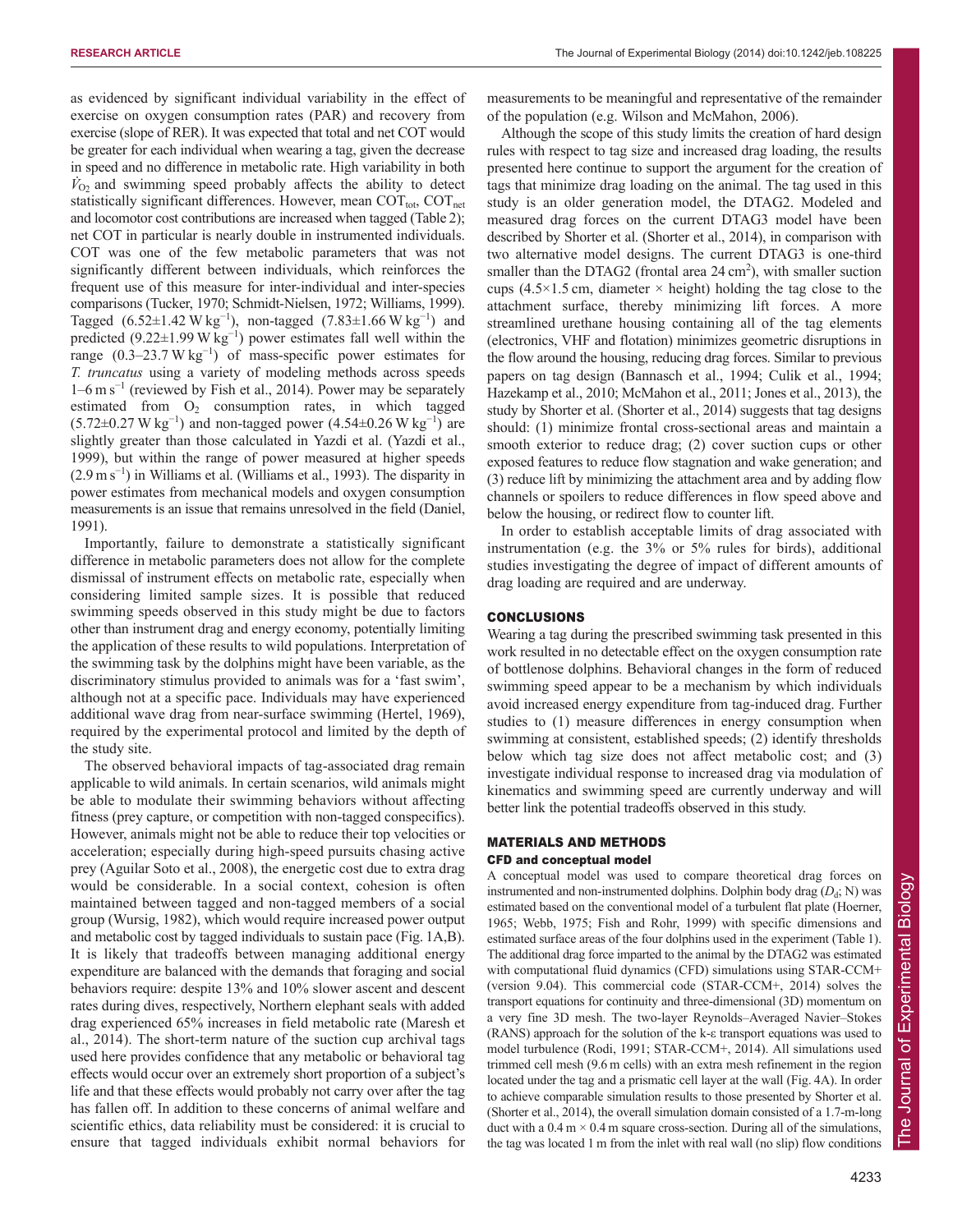as evidenced by significant individual variability in the effect of exercise on oxygen consumption rates (PAR) and recovery from exercise (slope of RER). It was expected that total and net COT would be greater for each individual when wearing a tag, given the decrease in speed and no difference in metabolic rate. High variability in both $\dot{V}_{O_2}$ and swimming speed probably affects the ability to detect statistically significant differences. However, mean $COT_{tot}$, $COT_{net}$ and locomotor cost contributions are increased when tagged (Table 2); net COT in particular is nearly double in instrumented individuals. COT was one of the few metabolic parameters that was not significantly different between individuals, which reinforces the frequent use of this measure for inter-individual and inter-species comparisons (Tucker, 1970; Schmidt-Nielsen, 1972; Williams, 1999). Tagged ($6.52\pm1.42$ W kg$^{-1}$), non-tagged ($7.83\pm1.66$ W kg$^{-1}$) and predicted ($9.22\pm1.99$ W kg$^{-1}$) power estimates fall well within the range ($0.3$–$23.7$ W kg$^{-1}$) of mass-specific power estimates for *T. truncatus* using a variety of modeling methods across speeds 1–6 m s$^{-1}$ (reviewed by Fish et al., 2014). Power may be separately estimated from $O_2$ consumption rates, in which tagged ($5.72\pm0.27$ W kg$^{-1}$) and non-tagged power ($4.54\pm0.26$ W kg$^{-1}$) are slightly greater than those calculated in Yazdi et al. (Yazdi et al., 1999), but within the range of power measured at higher speeds (2.9 m s$^{-1}$) in Williams et al. (Williams et al., 1993). The disparity in power estimates from mechanical models and oxygen consumption measurements is an issue that remains unresolved in the field (Daniel, 1991).

Importantly, failure to demonstrate a statistically significant difference in metabolic parameters does not allow for the complete dismissal of instrument effects on metabolic rate, especially when considering limited sample sizes. It is possible that reduced swimming speeds observed in this study might be due to factors other than instrument drag and energy economy, potentially limiting the application of these results to wild populations. Interpretation of the swimming task by the dolphins might have been variable, as the discriminatory stimulus provided to animals was for a 'fast swim', although not at a specific pace. Individuals may have experienced additional wave drag from near-surface swimming (Hertel, 1969), required by the experimental protocol and limited by the depth of the study site.

The observed behavioral impacts of tag-associated drag remain applicable to wild animals. In certain scenarios, wild animals might be able to modulate their swimming behaviors without affecting fitness (prey capture, or competition with non-tagged conspecifics). However, animals might not be able to reduce their top velocities or acceleration; especially during high-speed pursuits chasing active prey (Aguilar Soto et al., 2008), the energetic cost due to extra drag would be considerable. In a social context, cohesion is often maintained between tagged and non-tagged members of a social group (Wursig, 1982), which would require increased power output and metabolic cost by tagged individuals to sustain pace (Fig. 1A,B). It is likely that tradeoffs between managing additional energy expenditure are balanced with the demands that foraging and social behaviors require: despite 13% and 10% slower ascent and descent rates during dives, respectively, Northern elephant seals with added drag experienced 65% increases in field metabolic rate (Maresh et al., 2014). The short-term nature of the suction cup archival tags used here provides confidence that any metabolic or behavioral tag effects would occur over an extremely short proportion of a subject's life and that these effects would probably not carry over after the tag has fallen off. In addition to these concerns of animal welfare and scientific ethics, data reliability must be considered: it is crucial to ensure that tagged individuals exhibit normal behaviors for measurements to be meaningful and representative of the remainder of the population (e.g. Wilson and McMahon, 2006).

Although the scope of this study limits the creation of hard design rules with respect to tag size and increased drag loading, the results presented here continue to support the argument for the creation of tags that minimize drag loading on the animal. The tag used in this study is an older generation model, the DTAG2. Modeled and measured drag forces on the current DTAG3 model have been described by Shorter et al. (Shorter et al., 2014), in comparison with two alternative model designs. The current DTAG3 is one-third smaller than the DTAG2 (frontal area 24 cm$^2$), with smaller suction cups (4.5×1.5 cm, diameter × height) holding the tag close to the attachment surface, thereby minimizing lift forces. A more streamlined urethane housing containing all of the tag elements (electronics, VHF and flotation) minimizes geometric disruptions in the flow around the housing, reducing drag forces. Similar to previous papers on tag design (Bannasch et al., 1994; Culik et al., 1994; Hazekamp et al., 2010; McMahon et al., 2011; Jones et al., 2013), the study by Shorter et al. (Shorter et al., 2014) suggests that tag designs should: (1) minimize frontal cross-sectional areas and maintain a smooth exterior to reduce drag; (2) cover suction cups or other exposed features to reduce flow stagnation and wake generation; and (3) reduce lift by minimizing the attachment area and by adding flow channels or spoilers to reduce differences in flow speed above and below the housing, or redirect flow to counter lift.

In order to establish acceptable limits of drag associated with instrumentation (e.g. the 3% or 5% rules for birds), additional studies investigating the degree of impact of different amounts of drag loading are required and are underway.

## CONCLUSIONS

Wearing a tag during the prescribed swimming task presented in this work resulted in no detectable effect on the oxygen consumption rate of bottlenose dolphins. Behavioral changes in the form of reduced swimming speed appear to be a mechanism by which individuals avoid increased energy expenditure from tag-induced drag. Further studies to (1) measure differences in energy consumption when swimming at consistent, established speeds; (2) identify thresholds below which tag size does not affect metabolic cost; and (3) investigate individual response to increased drag via modulation of kinematics and swimming speed are currently underway and will better link the potential tradeoffs observed in this study.

## MATERIALS AND METHODS

### CFD and conceptual model

A conceptual model was used to compare theoretical drag forces on instrumented and non-instrumented dolphins. Dolphin body drag ($D_d$; N) was estimated based on the conventional model of a turbulent flat plate (Hoerner, 1965; Webb, 1975; Fish and Rohr, 1999) with specific dimensions and estimated surface areas of the four dolphins used in the experiment (Table 1). The additional drag force imparted to the animal by the DTAG2 was estimated with computational fluid dynamics (CFD) simulations using STAR-CCM+ (version 9.04). This commercial code (STAR-CCM+, 2014) solves the transport equations for continuity and three-dimensional (3D) momentum on a very fine 3D mesh. The two-layer Reynolds–Averaged Navier–Stokes (RANS) approach for the solution of the k-ε transport equations was used to model turbulence (Rodi, 1991; STAR-CCM+, 2014). All simulations used trimmed cell mesh (9.6 m cells) with an extra mesh refinement in the region located under the tag and a prismatic cell layer at the wall (Fig. 4A). In order to achieve comparable simulation results to those presented by Shorter et al. (Shorter et al., 2014), the overall simulation domain consisted of a 1.7-m-long duct with a 0.4 m × 0.4 m square cross-section. During all of the simulations, the tag was located 1 m from the inlet with real wall (no slip) flow conditions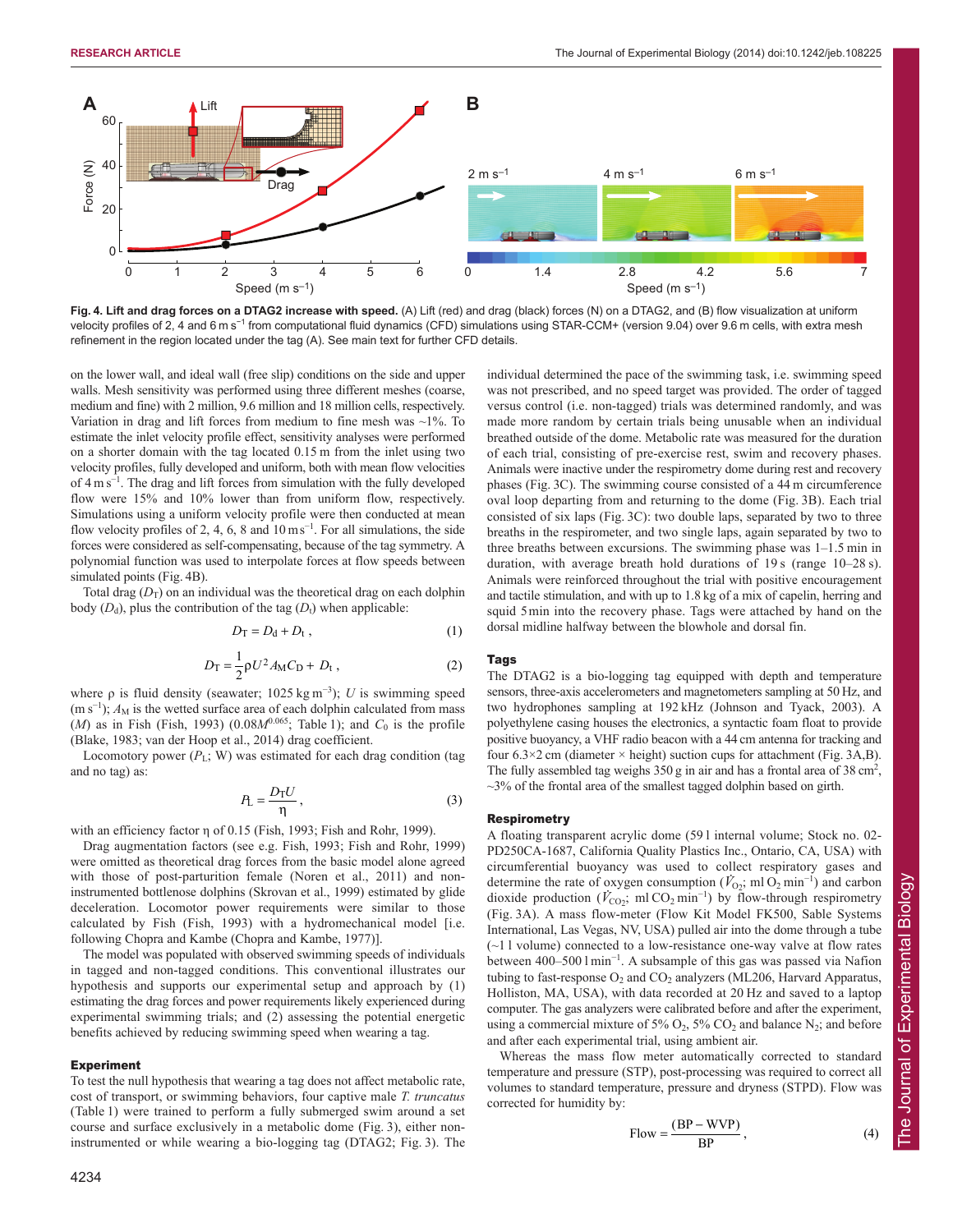**Fig. 4. Lift and drag forces on a DTAG2 increase with speed.** (A) Lift (red) and drag (black) forces (N) on a DTAG2, and (B) flow visualization at uniform velocity profiles of 2, 4 and 6 m s$^{-1}$ from computational fluid dynamics (CFD) simulations using STAR-CCM+ (version 9.04) over 9.6 m cells, with extra mesh refinement in the region located under the tag (A). See main text for further CFD details.

on the lower wall, and ideal wall (free slip) conditions on the side and upper walls. Mesh sensitivity was performed using three different meshes (coarse, medium and fine) with 2 million, 9.6 million and 18 million cells, respectively. Variation in drag and lift forces from medium to fine mesh was ~1%. To estimate the inlet velocity profile effect, sensitivity analyses were performed on a shorter domain with the tag located 0.15 m from the inlet using two velocity profiles, fully developed and uniform, both with mean flow velocities of 4 m s$^{-1}$. The drag and lift forces from simulation with the fully developed flow were 15% and 10% lower than from uniform flow, respectively. Simulations using a uniform velocity profile were then conducted at mean flow velocity profiles of 2, 4, 6, 8 and 10 m s$^{-1}$. For all simulations, the side forces were considered as self-compensating, because of the tag symmetry. A polynomial function was used to interpolate forces at flow speeds between simulated points (Fig. 4B).

Total drag ($D_T$) on an individual was the theoretical drag on each dolphin body ($D_d$), plus the contribution of the tag ($D_t$) when applicable:

$$D_T = D_d + D_t\,, \tag{1}$$

$$D_T = \frac{1}{2}\rho U^2 A_M C_D + D_t\,, \tag{2}$$

where $\rho$ is fluid density (seawater; 1025 kg m$^{-3}$); $U$ is swimming speed (m s$^{-1}$); $A_M$ is the wetted surface area of each dolphin calculated from mass ($M$) as in Fish (Fish, 1993) ($0.08M^{0.065}$; Table 1); and $C_0$ is the profile (Blake, 1983; van der Hoop et al., 2014) drag coefficient.

Locomotory power ($P_L$; W) was estimated for each drag condition (tag and no tag) as:

$$P_L = \frac{D_T U}{\eta}\,, \tag{3}$$

with an efficiency factor $\eta$ of 0.15 (Fish, 1993; Fish and Rohr, 1999).

Drag augmentation factors (see e.g. Fish, 1993; Fish and Rohr, 1999) were omitted as theoretical drag forces from the basic model alone agreed with those of post-parturition female (Noren et al., 2011) and non-instrumented bottlenose dolphins (Skrovan et al., 1999) estimated by glide deceleration. Locomotor power requirements were similar to those calculated by Fish (Fish, 1993) with a hydromechanical model [i.e. following Chopra and Kambe (Chopra and Kambe, 1977)].

The model was populated with observed swimming speeds of individuals in tagged and non-tagged conditions. This conventional illustrates our hypothesis and supports our experimental setup and approach by (1) estimating the drag forces and power requirements likely experienced during experimental swimming trials; and (2) assessing the potential energetic benefits achieved by reducing swimming speed when wearing a tag.

### Experiment

To test the null hypothesis that wearing a tag does not affect metabolic rate, cost of transport, or swimming behaviors, four captive male *T. truncatus* (Table 1) were trained to perform a fully submerged swim around a set course and surface exclusively in a metabolic dome (Fig. 3), either non-instrumented or while wearing a bio-logging tag (DTAG2; Fig. 3). The individual determined the pace of the swimming task, i.e. swimming speed was not prescribed, and no speed target was provided. The order of tagged versus control (i.e. non-tagged) trials was determined randomly, and was made more random by certain trials being unusable when an individual breathed outside of the dome. Metabolic rate was measured for the duration of each trial, consisting of pre-exercise rest, swim and recovery phases. Animals were inactive under the respirometry dome during rest and recovery phases (Fig. 3C). The swimming course consisted of a 44 m circumference oval loop departing from and returning to the dome (Fig. 3B). Each trial consisted of six laps (Fig. 3C): two double laps, separated by two to three breaths in the respirometer, and two single laps, again separated by two to three breaths between excursions. The swimming phase was 1–1.5 min in duration, with average breath hold durations of 19 s (range 10–28 s). Animals were reinforced throughout the trial with positive encouragement and tactile stimulation, and with up to 1.8 kg of a mix of capelin, herring and squid 5 min into the recovery phase. Tags were attached by hand on the dorsal midline halfway between the blowhole and dorsal fin.

### Tags

The DTAG2 is a bio-logging tag equipped with depth and temperature sensors, three-axis accelerometers and magnetometers sampling at 50 Hz, and two hydrophones sampling at 192 kHz (Johnson and Tyack, 2003). A polyethylene casing houses the electronics, a syntactic foam float to provide positive buoyancy, a VHF radio beacon with a 44 cm antenna for tracking and four 6.3×2 cm (diameter × height) suction cups for attachment (Fig. 3A,B). The fully assembled tag weighs 350 g in air and has a frontal area of 38 cm$^2$, ~3% of the frontal area of the smallest tagged dolphin based on girth.

### Respirometry

A floating transparent acrylic dome (59 l internal volume; Stock no. 02-PD250CA-1687, California Quality Plastics Inc., Ontario, CA, USA) with circumferential buoyancy was used to collect respiratory gases and determine the rate of oxygen consumption ($\dot{V}_{O_2}$; ml $O_2$ min$^{-1}$) and carbon dioxide production ($\dot{V}_{CO_2}$; ml $CO_2$ min$^{-1}$) by flow-through respirometry (Fig. 3A). A mass flow-meter (Flow Kit Model FK500, Sable Systems International, Las Vegas, NV, USA) pulled air into the dome through a tube (~1 l volume) connected to a low-resistance one-way valve at flow rates between 400–500 l min$^{-1}$. A subsample of this gas was passed via Nafion tubing to fast-response $O_2$ and $CO_2$ analyzers (ML206, Harvard Apparatus, Holliston, MA, USA), with data recorded at 20 Hz and saved to a laptop computer. The gas analyzers were calibrated before and after the experiment, using a commercial mixture of 5% $O_2$, 5% $CO_2$ and balance $N_2$; and before and after each experimental trial, using ambient air.

Whereas the mass flow meter automatically corrected to standard temperature and pressure (STP), post-processing was required to correct all volumes to standard temperature, pressure and dryness (STPD). Flow was corrected for humidity by:

$$\text{Flow} = \frac{(\text{BP} - \text{WVP})}{\text{BP}}\,, \tag{4}$$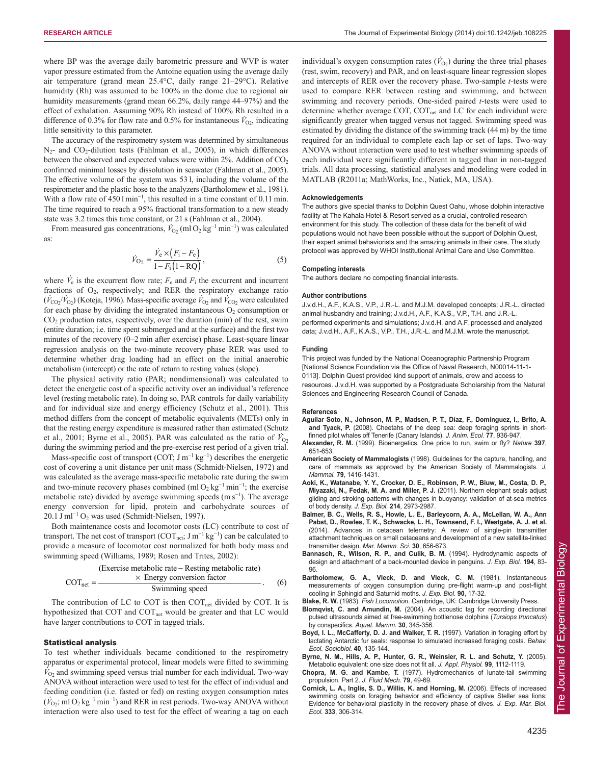where BP was the average daily barometric pressure and WVP is water vapor pressure estimated from the Antoine equation using the average daily air temperature (grand mean 25.4°C, daily range 21–29°C). Relative humidity (Rh) was assumed to be 100% in the dome due to regional air humidity measurements (grand mean 66.2%, daily range 44–97%) and the effect of exhalation. Assuming 90% Rh instead of 100% Rh resulted in a difference of 0.3% for flow rate and 0.5% for instantaneous $\dot{V}_{O_2}$, indicating little sensitivity to this parameter.

The accuracy of the respirometry system was determined by simultaneous $N_2$- and $CO_2$-dilution tests (Fahlman et al., 2005), in which differences between the observed and expected values were within 2%. Addition of $CO_2$ confirmed minimal losses by dissolution in seawater (Fahlman et al., 2005). The effective volume of the system was 53 l, including the volume of the respirometer and the plastic hose to the analyzers (Bartholomew et al., 1981). With a flow rate of 450 l min$^{-1}$, this resulted in a time constant of 0.11 min. The time required to reach a 95% fractional transformation to a new steady state was 3.2 times this time constant, or 21 s (Fahlman et al., 2004).

From measured gas concentrations, $\dot{V}_{O_2}$ (ml $O_2$ kg$^{-1}$ min$^{-1}$) was calculated as:

$$\dot{V}_{O_2} = \frac{\dot{V}_e \times (F_i - F_e)}{1 - F_i(1 - RQ)}, \quad (5)$$

where $\dot{V}_e$ is the excurrent flow rate; $F_e$ and $F_i$ the excurrent and incurrent fractions of $O_2$, respectively; and RER the respiratory exchange ratio ($\dot{V}_{CO_2}/\dot{V}_{O_2}$) (Koteja, 1996). Mass-specific average $\dot{V}_{O_2}$ and $\dot{V}_{CO_2}$ were calculated for each phase by dividing the integrated instantaneous $O_2$ consumption or $CO_2$ production rates, respectively, over the duration (min) of the rest, swim (entire duration; i.e. time spent submerged and at the surface) and the first two minutes of the recovery (0–2 min after exercise) phase. Least-square linear regression analysis on the two-minute recovery phase RER was used to determine whether drag loading had an effect on the initial anaerobic metabolism (intercept) or the rate of return to resting values (slope).

The physical activity ratio (PAR; nondimensional) was calculated to detect the energetic cost of a specific activity over an individual's reference level (resting metabolic rate). In doing so, PAR controls for daily variability and for individual size and energy efficiency (Schutz et al., 2001). This method differs from the concept of metabolic equivalents (METs) only in that the resting energy expenditure is measured rather than estimated (Schutz et al., 2001; Byrne et al., 2005). PAR was calculated as the ratio of $\dot{V}_{O_2}$ during the swimming period and the pre-exercise rest period of a given trial.

Mass-specific cost of transport (COT; J m$^{-1}$ kg$^{-1}$) describes the energetic cost of covering a unit distance per unit mass (Schmidt-Nielsen, 1972) and was calculated as the average mass-specific metabolic rate during the swim and two-minute recovery phases combined (ml $O_2$ kg$^{-1}$ min$^{-1}$; the exercise metabolic rate) divided by average swimming speeds (m s$^{-1}$). The average energy conversion for lipid, protein and carbohydrate sources of 20.1 J ml$^{-1}$ $O_2$ was used (Schmidt-Nielsen, 1997).

Both maintenance costs and locomotor costs (LC) contribute to cost of transport. The net cost of transport (COT$_{net}$; J m$^{-1}$ kg$^{-1}$) can be calculated to provide a measure of locomotor cost normalized for both body mass and swimming speed (Williams, 1989; Rosen and Trites, 2002):

$$\mathrm{COT_{net}} = \frac{(\text{Exercise metabolic rate} - \text{Resting metabolic rate}) \times \text{Energy conversion factor}}{\text{Swimming speed}}. \quad (6)$$

The contribution of LC to COT is then COT$_{net}$ divided by COT. It is hypothesized that COT and COT$_{net}$ would be greater and that LC would have larger contributions to COT in tagged trials.

### Statistical analysis

To test whether individuals became conditioned to the respirometry apparatus or experimental protocol, linear models were fitted to swimming $\dot{V}_{O_2}$ and swimming speed versus trial number for each individual. Two-way ANOVA without interaction were used to test for the effect of individual and feeding condition (i.e. fasted or fed) on resting oxygen consumption rates ($\dot{V}_{O_2}$; ml $O_2$ kg$^{-1}$ min$^{-1}$) and RER in rest periods. Two-way ANOVA without interaction were also used to test for the effect of wearing a tag on each individual's oxygen consumption rates ($\dot{V}_{O_2}$) during the three trial phases (rest, swim, recovery) and PAR, and on least-square linear regression slopes and intercepts of RER over the recovery phase. Two-sample *t*-tests were used to compare RER between resting and swimming, and between swimming and recovery periods. One-sided paired *t*-tests were used to determine whether average COT, COT$_{net}$ and LC for each individual were significantly greater when tagged versus not tagged. Swimming speed was estimated by dividing the distance of the swimming track (44 m) by the time required for an individual to complete each lap or set of laps. Two-way ANOVA without interaction were used to test whether swimming speeds of each individual were significantly different in tagged than in non-tagged trials. All data processing, statistical analyses and modeling were coded in MATLAB (R2011a; MathWorks, Inc., Natick, MA, USA).

#### Acknowledgements

The authors give special thanks to Dolphin Quest Oahu, whose dolphin interactive facility at The Kahala Hotel & Resort served as a crucial, controlled research environment for this study. The collection of these data for the benefit of wild populations would not have been possible without the support of Dolphin Quest, their expert animal behaviorists and the amazing animals in their care. The study protocol was approved by WHOI Institutional Animal Care and Use Committee.

#### Competing interests

The authors declare no competing financial interests.

#### Author contributions

J.v.d.H., A.F., K.A.S., V.P., J.R.-L. and M.J.M. developed concepts; J.R.-L. directed animal husbandry and training; J.v.d.H., A.F., K.A.S., V.P., T.H. and J.R.-L. performed experiments and simulations; J.v.d.H. and A.F. processed and analyzed data; J.v.d.H., A.F., K.A.S., V.P., T.H., J.R.-L. and M.J.M. wrote the manuscript.

#### Funding

This project was funded by the National Oceanographic Partnership Program [National Science Foundation via the Office of Naval Research, N00014-11-1-0113]. Dolphin Quest provided kind support of animals, crew and access to resources. J.v.d.H. was supported by a Postgraduate Scholarship from the Natural Sciences and Engineering Research Council of Canada.

#### References

**Aguilar Soto, N., Johnson, M. P., Madsen, P. T., Díaz, F., Domínguez, I., Brito, A. and Tyack, P.** (2008). Cheetahs of the deep sea: deep foraging sprints in short-finned pilot whales off Tenerife (Canary Islands). *J. Anim. Ecol.* **77**, 936-947.

**Alexander, R. M.** (1999). Bioenergetics. One price to run, swim or fly? *Nature* **397**, 651-653.

**American Society of Mammalogists** (1998). Guidelines for the capture, handling, and care of mammals as approved by the American Society of Mammalogists. *J. Mammal.* **79**, 1416-1431.

**Aoki, K., Watanabe, Y. Y., Crocker, D. E., Robinson, P. W., Biuw, M., Costa, D. P., Miyazaki, N., Fedak, M. A. and Miller, P. J.** (2011). Northern elephant seals adjust gliding and stroking patterns with changes in buoyancy: validation of at-sea metrics of body density. *J. Exp. Biol.* **214**, 2973-2987.

**Balmer, B. C., Wells, R. S., Howle, L. E., Barleycorn, A. A., McLellan, W. A., Ann Pabst, D., Rowles, T. K., Schwacke, L. H., Townsend, F. I., Westgate, A. J. et al.** (2014). Advances in cetacean telemetry: A review of single-pin transmitter attachment techniques on small cetaceans and development of a new satellite-linked transmitter design. *Mar. Mamm. Sci.* **30**, 656-673.

**Bannasch, R., Wilson, R. P., and Culik, B. M.** (1994). Hydrodynamic aspects of design and attachment of a back-mounted device in penguins. *J. Exp. Biol.* **194**, 83-96.

**Bartholomew, G. A., Vleck, D. and Vleck, C. M.** (1981). Instantaneous measurements of oxygen consumption during pre-flight warm-up and post-flight cooling in Sphingid and Saturnid moths. *J. Exp. Biol.* **90**, 17-32.

**Blake, R. W.** (1983). *Fish Locomotion*. Cambridge, UK: Cambridge University Press.

**Blomqvist, C. and Amundin, M.** (2004). An acoustic tag for recording directional pulsed ultrasounds aimed at free-swimming bottlenose dolphins (*Tursiops truncatus*) by conspecifics. *Aquat. Mamm.* **30**, 345-356.

**Boyd, I. L., McCafferty, D. J. and Walker, T. R.** (1997). Variation in foraging effort by lactating Antarctic fur seals: response to simulated increased foraging costs. *Behav. Ecol. Sociobiol.* **40**, 135-144.

**Byrne, N. M., Hills, A. P., Hunter, G. R., Weinsier, R. L. and Schutz, Y.** (2005). Metabolic equivalent: one size does not fit all. *J. Appl. Physiol.* **99**, 1112-1119.

**Chopra, M. G. and Kambe, T.** (1977). Hydromechanics of lunate-tail swimming propulsion. Part 2. *J. Fluid Mech.* **79**, 49-69.

**Cornick, L. A., Inglis, S. D., Willis, K. and Horning, M.** (2006). Effects of increased swimming costs on foraging behavior and efficiency of captive Steller sea lions: Evidence for behavioral plasticity in the recovery phase of dives. *J. Exp. Mar. Biol. Ecol.* **333**, 306-314.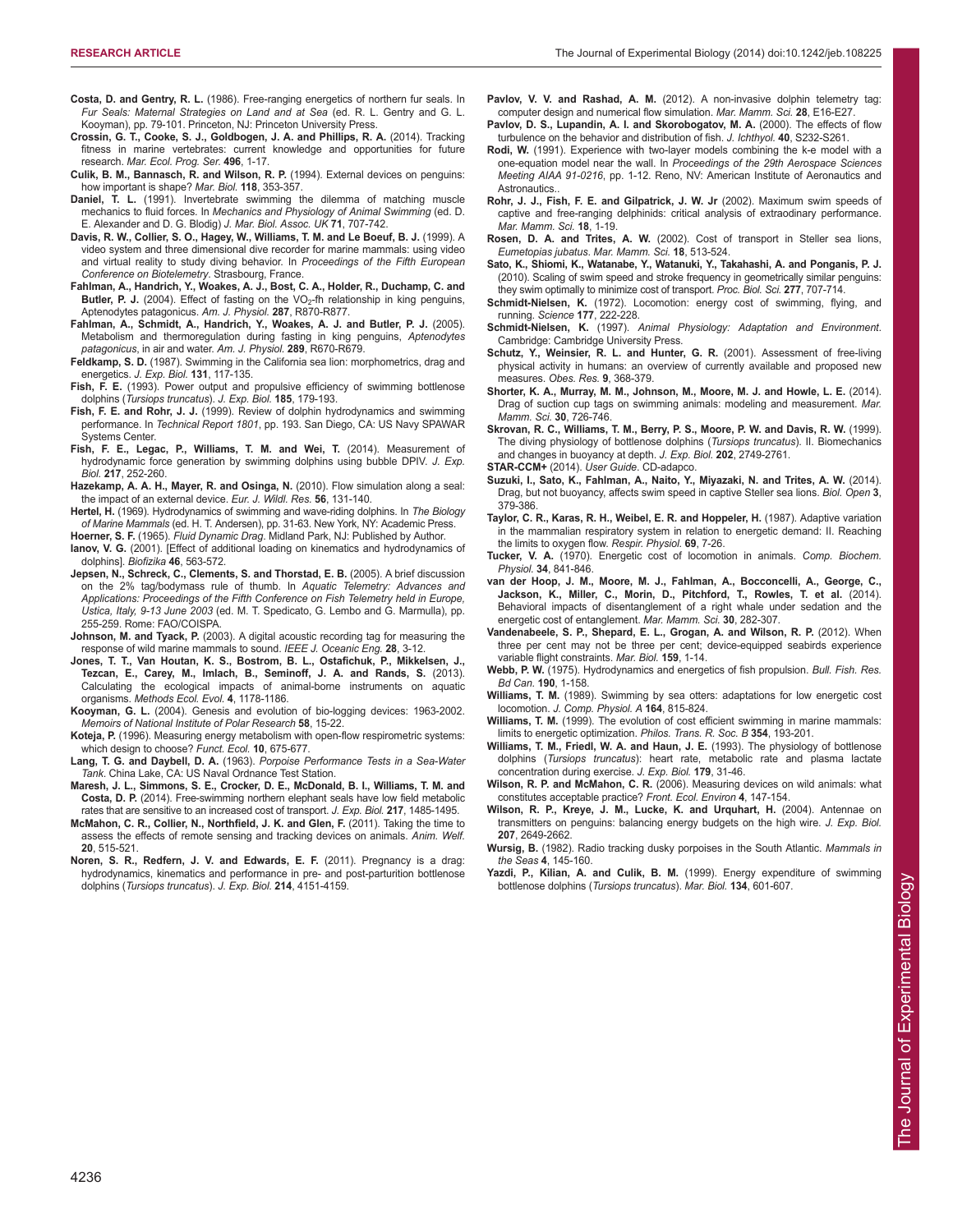**Costa, D. and Gentry, R. L.** (1986). Free-ranging energetics of northern fur seals. In *Fur Seals: Maternal Strategies on Land and at Sea* (ed. R. L. Gentry and G. L. Kooyman), pp. 79-101. Princeton, NJ: Princeton University Press.

**Crossin, G. T., Cooke, S. J., Goldbogen, J. A. and Phillips, R. A.** (2014). Tracking fitness in marine vertebrates: current knowledge and opportunities for future research. *Mar. Ecol. Prog. Ser.* **496**, 1-17.

**Culik, B. M., Bannasch, R. and Wilson, R. P.** (1994). External devices on penguins: how important is shape? *Mar. Biol.* **118**, 353-357.

**Daniel, T. L.** (1991). Invertebrate swimming the dilemma of matching muscle mechanics to fluid forces. In *Mechanics and Physiology of Animal Swimming* (ed. D. E. Alexander and D. G. Blodig) *J. Mar. Biol. Assoc. UK* **71**, 707-742.

**Davis, R. W., Collier, S. O., Hagey, W., Williams, T. M. and Le Boeuf, B. J.** (1999). A video system and three dimensional dive recorder for marine mammals: using video and virtual reality to study diving behavior. In *Proceedings of the Fifth European Conference on Biotelemetry*. Strasbourg, France.

**Fahlman, A., Handrich, Y., Woakes, A. J., Bost, C. A., Holder, R., Duchamp, C. and Butler, P. J.** (2004). Effect of fasting on the $VO_2$-fh relationship in king penguins, Aptenodytes patagonicus. *Am. J. Physiol.* **287**, R870-R877.

**Fahlman, A., Schmidt, A., Handrich, Y., Woakes, A. J. and Butler, P. J.** (2005). Metabolism and thermoregulation during fasting in king penguins, *Aptenodytes patagonicus*, in air and water. *Am. J. Physiol.* **289**, R670-R679.

**Feldkamp, S. D.** (1987). Swimming in the California sea lion: morphometrics, drag and energetics. *J. Exp. Biol.* **131**, 117-135.

**Fish, F. E.** (1993). Power output and propulsive efficiency of swimming bottlenose dolphins (*Tursiops truncatus*). *J. Exp. Biol.* **185**, 179-193.

**Fish, F. E. and Rohr, J. J.** (1999). Review of dolphin hydrodynamics and swimming performance. In *Technical Report 1801*, pp. 193. San Diego, CA: US Navy SPAWAR Systems Center.

**Fish, F. E., Legac, P., Williams, T. M. and Wei, T.** (2014). Measurement of hydrodynamic force generation by swimming dolphins using bubble DPIV. *J. Exp. Biol.* **217**, 252-260.

**Hazekamp, A. A. H., Mayer, R. and Osinga, N.** (2010). Flow simulation along a seal: the impact of an external device. *Eur. J. Wildl. Res.* **56**, 131-140.

**Hertel, H.** (1969). Hydrodynamics of swimming and wave-riding dolphins. In *The Biology of Marine Mammals* (ed. H. T. Andersen), pp. 31-63. New York, NY: Academic Press.

**Hoerner, S. F.** (1965). *Fluid Dynamic Drag*. Midland Park, NJ: Published by Author.

**Ianov, V. G.** (2001). [Effect of additional loading on kinematics and hydrodynamics of dolphins]. *Biofizika* **46**, 563-572.

**Jepsen, N., Schreck, C., Clements, S. and Thorstad, E. B.** (2005). A brief discussion on the 2% tag/bodymass rule of thumb. In *Aquatic Telemetry: Advances and Applications: Proceedings of the Fifth Conference on Fish Telemetry held in Europe, Ustica, Italy, 9-13 June 2003* (ed. M. T. Spedicato, G. Lembo and G. Marmulla), pp. 255-259. Rome: FAO/COISPA.

**Johnson, M. and Tyack, P.** (2003). A digital acoustic recording tag for measuring the response of wild marine mammals to sound. *IEEE J. Oceanic Eng.* **28**, 3-12.

**Jones, T. T., Van Houtan, K. S., Bostrom, B. L., Ostafichuk, P., Mikkelsen, J., Tezcan, E., Carey, M., Imlach, B., Seminoff, J. A. and Rands, S.** (2013). Calculating the ecological impacts of animal-borne instruments on aquatic organisms. *Methods Ecol. Evol.* **4**, 1178-1186.

**Kooyman, G. L.** (2004). Genesis and evolution of bio-logging devices: 1963-2002. *Memoirs of National Institute of Polar Research* **58**, 15-22.

**Koteja, P.** (1996). Measuring energy metabolism with open-flow respirometric systems: which design to choose? *Funct. Ecol.* **10**, 675-677.

**Lang, T. G. and Daybell, D. A.** (1963). *Porpoise Performance Tests in a Sea-Water Tank*. China Lake, CA: US Naval Ordnance Test Station.

**Maresh, J. L., Simmons, S. E., Crocker, D. E., McDonald, B. I., Williams, T. M. and Costa, D. P.** (2014). Free-swimming northern elephant seals have low field metabolic rates that are sensitive to an increased cost of transport. *J. Exp. Biol.* **217**, 1485-1495.

**McMahon, C. R., Collier, N., Northfield, J. K. and Glen, F.** (2011). Taking the time to assess the effects of remote sensing and tracking devices on animals. *Anim. Welf.* **20**, 515-521.

**Noren, S. R., Redfern, J. V. and Edwards, E. F.** (2011). Pregnancy is a drag: hydrodynamics, kinematics and performance in pre- and post-parturition bottlenose dolphins (*Tursiops truncatus*). *J. Exp. Biol.* **214**, 4151-4159.

**Pavlov, V. V. and Rashad, A. M.** (2012). A non-invasive dolphin telemetry tag: computer design and numerical flow simulation. *Mar. Mamm. Sci.* **28**, E16-E27.

**Pavlov, D. S., Lupandin, A. I. and Skorobogatov, M. A.** (2000). The effects of flow turbulence on the behavior and distribution of fish. *J. Ichthyol.* **40**, S232-S261.

**Rodi, W.** (1991). Experience with two-layer models combining the k-e model with a one-equation model near the wall. In *Proceedings of the 29th Aerospace Sciences Meeting AIAA 91-0216*, pp. 1-12. Reno, NV: American Institute of Aeronautics and Astronautics..

**Rohr, J. J., Fish, F. E. and Gilpatrick, J. W. Jr** (2002). Maximum swim speeds of captive and free-ranging delphinids: critical analysis of extraordinary performance. *Mar. Mamm. Sci.* **18**, 1-19.

**Rosen, D. A. and Trites, A. W.** (2002). Cost of transport in Steller sea lions, *Eumetopias jubatus*. *Mar. Mamm. Sci.* **18**, 513-524.

**Sato, K., Shiomi, K., Watanabe, Y., Watanuki, Y., Takahashi, A. and Ponganis, P. J.** (2010). Scaling of swim speed and stroke frequency in geometrically similar penguins: they swim optimally to minimize cost of transport. *Proc. Biol. Sci.* **277**, 707-714.

**Schmidt-Nielsen, K.** (1972). Locomotion: energy cost of swimming, flying, and running. *Science* **177**, 222-228.

**Schmidt-Nielsen, K.** (1997). *Animal Physiology: Adaptation and Environment*. Cambridge: Cambridge University Press.

**Schutz, Y., Weinsier, R. L. and Hunter, G. R.** (2001). Assessment of free-living physical activity in humans: an overview of currently available and proposed new measures. *Obes. Res.* **9**, 368-379.

**Shorter, K. A., Murray, M. M., Johnson, M., Moore, M. J. and Howle, L. E.** (2014). Drag of suction cup tags on swimming animals: modeling and measurement. *Mar. Mamm. Sci.* **30**, 726-746.

**Skrovan, R. C., Williams, T. M., Berry, P. S., Moore, P. W. and Davis, R. W.** (1999). The diving physiology of bottlenose dolphins (*Tursiops truncatus*). II. Biomechanics and changes in buoyancy at depth. *J. Exp. Biol.* **202**, 2749-2761.

**STAR-CCM+** (2014). *User Guide*. CD-adapco.

**Suzuki, I., Sato, K., Fahlman, A., Naito, Y., Miyazaki, N. and Trites, A. W.** (2014). Drag, but not buoyancy, affects swim speed in captive Steller sea lions. *Biol. Open* **3**, 379-386.

**Taylor, C. R., Karas, R. H., Weibel, E. R. and Hoppeler, H.** (1987). Adaptive variation in the mammalian respiratory system in relation to energetic demand: II. Reaching the limits to oxygen flow. *Respir. Physiol.* **69**, 7-26.

**Tucker, V. A.** (1970). Energetic cost of locomotion in animals. *Comp. Biochem. Physiol.* **34**, 841-846.

**van der Hoop, J. M., Moore, M. J., Fahlman, A., Bocconcelli, A., George, C., Jackson, K., Miller, C., Morin, D., Pitchford, T., Rowles, T. et al.** (2014). Behavioral impacts of disentanglement of a right whale under sedation and the energetic cost of entanglement. *Mar. Mamm. Sci.* **30**, 282-307.

**Vandenabeele, S. P., Shepard, E. L., Grogan, A. and Wilson, R. P.** (2012). When three per cent may not be three per cent; device-equipped seabirds experience variable flight constraints. *Mar. Biol.* **159**, 1-14.

**Webb, P. W.** (1975). Hydrodynamics and energetics of fish propulsion. *Bull. Fish. Res. Bd Can.* **190**, 1-158.

**Williams, T. M.** (1989). Swimming by sea otters: adaptations for low energetic cost locomotion. *J. Comp. Physiol. A* **164**, 815-824.

**Williams, T. M.** (1999). The evolution of cost efficient swimming in marine mammals: limits to energetic optimization. *Philos. Trans. R. Soc. B* **354**, 193-201.

**Williams, T. M., Friedl, W. A. and Haun, J. E.** (1993). The physiology of bottlenose dolphins (*Tursiops truncatus*): heart rate, metabolic rate and plasma lactate concentration during exercise. *J. Exp. Biol.* **179**, 31-46.

**Wilson, R. P. and McMahon, C. R.** (2006). Measuring devices on wild animals: what constitutes acceptable practice? *Front. Ecol. Environ* **4**, 147-154.

**Wilson, R. P., Kreye, J. M., Lucke, K. and Urquhart, H.** (2004). Antennae on transmitters on penguins: balancing energy budgets on the high wire. *J. Exp. Biol.* **207**, 2649-2662.

**Wursig, B.** (1982). Radio tracking dusky porpoises in the South Atlantic. *Mammals in the Seas* **4**, 145-160.

**Yazdi, P., Kilian, A. and Culik, B. M.** (1999). Energy expenditure of swimming bottlenose dolphins (*Tursiops truncatus*). *Mar. Biol.* **134**, 601-607.